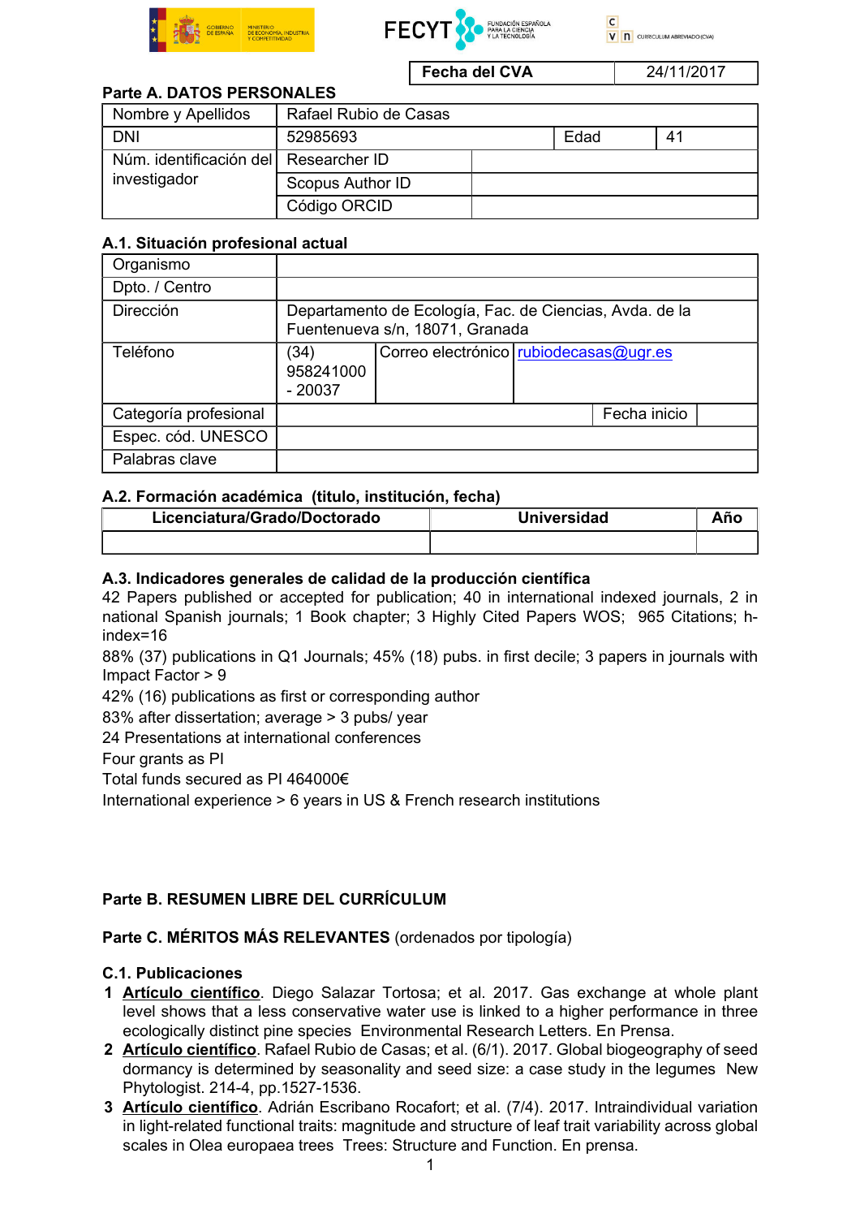| Fecha del CVA | 24/11/2017 |
|---|---|

**Parte A. DATOS PERSONALES**

| Nombre y Apellidos | Rafael Rubio de Casas | | |
|---|---|---|---|
| DNI | 52985693 | Edad | 41 |
| Núm. identificación del investigador | Researcher ID | | |
| | Scopus Author ID | | |
| | Código ORCID | | |

**A.1. Situación profesional actual**

| Organismo | | | |
|---|---|---|---|
| Dpto. / Centro | | | |
| Dirección | Departamento de Ecología, Fac. de Ciencias, Avda. de la Fuentenueva s/n, 18071, Granada | | |
| Teléfono | (34) 958241000 - 20037 | Correo electrónico | rubiodecasas@ugr.es |
| Categoría profesional | | Fecha inicio | |
| Espec. cód. UNESCO | | | |
| Palabras clave | | | |

**A.2. Formación académica (título, institución, fecha)**

| Licenciatura/Grado/Doctorado | Universidad | Año |
|---|---|---|
| | | |

**A.3. Indicadores generales de calidad de la producción científica**

42 Papers published or accepted for publication; 40 in international indexed journals, 2 in national Spanish journals; 1 Book chapter; 3 Highly Cited Papers WOS; 965 Citations; h-index=16

88% (37) publications in Q1 Journals; 45% (18) pubs. in first decile; 3 papers in journals with Impact Factor > 9

42% (16) publications as first or corresponding author

83% after dissertation; average > 3 pubs/ year

24 Presentations at international conferences

Four grants as PI

Total funds secured as PI 464000€

International experience > 6 years in US & French research institutions

**Parte B. RESUMEN LIBRE DEL CURRÍCULUM**

**Parte C. MÉRITOS MÁS RELEVANTES** (ordenados por tipología)

**C.1. Publicaciones**

1. **Artículo científico**. Diego Salazar Tortosa; et al. 2017. Gas exchange at whole plant level shows that a less conservative water use is linked to a higher performance in three ecologically distinct pine species Environmental Research Letters. En Prensa.
2. **Artículo científico**. Rafael Rubio de Casas; et al. (6/1). 2017. Global biogeography of seed dormancy is determined by seasonality and seed size: a case study in the legumes New Phytologist. 214-4, pp.1527-1536.
3. **Artículo científico**. Adrián Escribano Rocafort; et al. (7/4). 2017. Intraindividual variation in light-related functional traits: magnitude and structure of leaf trait variability across global scales in Olea europaea trees Trees: Structure and Function. En prensa.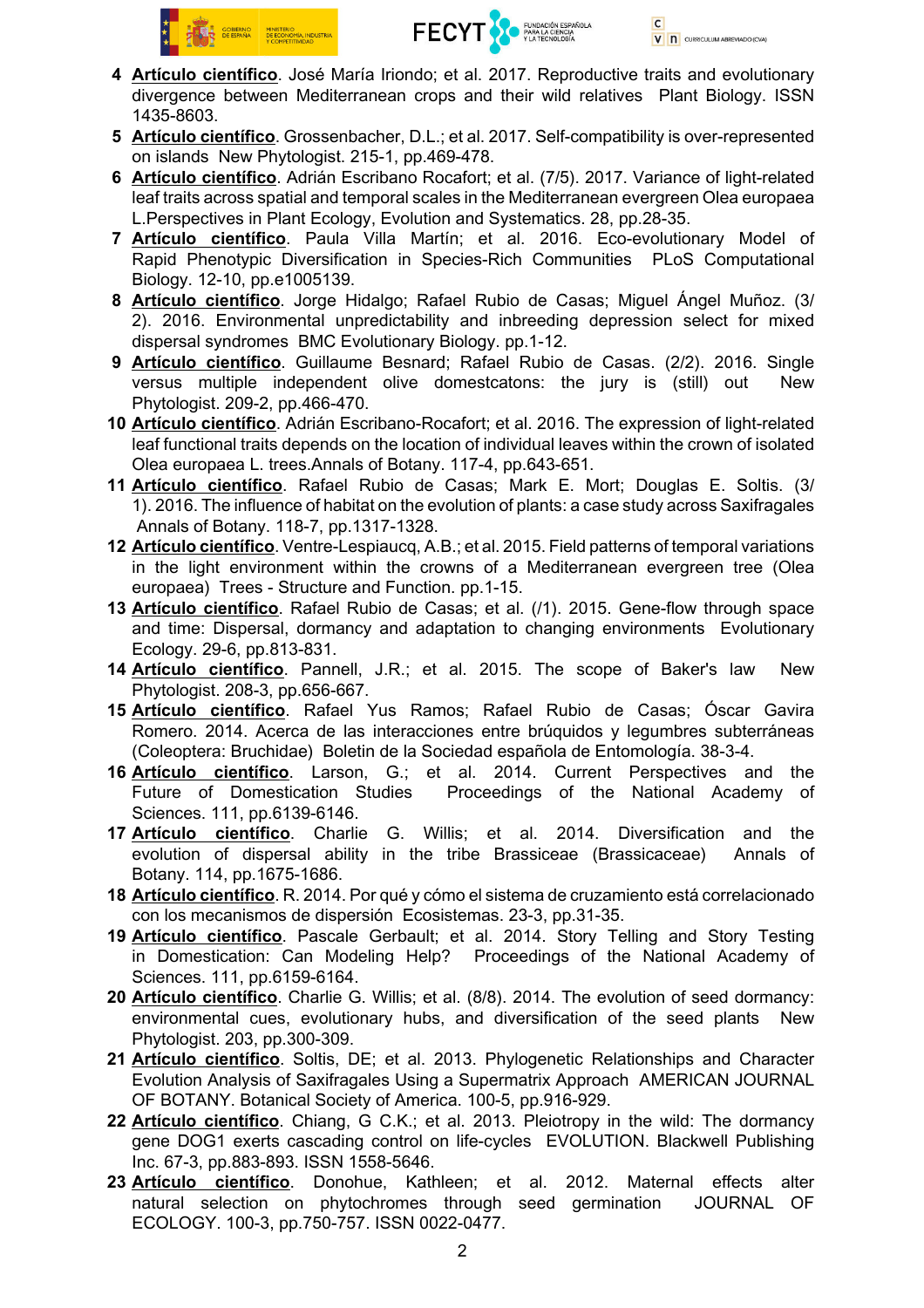4. **Artículo científico**. José María Iriondo; et al. 2017. Reproductive traits and evolutionary divergence between Mediterranean crops and their wild relatives Plant Biology. ISSN 1435-8603.
5. **Artículo científico**. Grossenbacher, D.L.; et al. 2017. Self-compatibility is over-represented on islands New Phytologist. 215-1, pp.469-478.
6. **Artículo científico**. Adrián Escribano Rocafort; et al. (7/5). 2017. Variance of light-related leaf traits across spatial and temporal scales in the Mediterranean evergreen Olea europaea L.Perspectives in Plant Ecology, Evolution and Systematics. 28, pp.28-35.
7. **Artículo científico**. Paula Villa Martín; et al. 2016. Eco-evolutionary Model of Rapid Phenotypic Diversification in Species-Rich Communities PLoS Computational Biology. 12-10, pp.e1005139.
8. **Artículo científico**. Jorge Hidalgo; Rafael Rubio de Casas; Miguel Ángel Muñoz. (3/2). 2016. Environmental unpredictability and inbreeding depression select for mixed dispersal syndromes BMC Evolutionary Biology. pp.1-12.
9. **Artículo científico**. Guillaume Besnard; Rafael Rubio de Casas. (2/2). 2016. Single versus multiple independent olive domestcatons: the jury is (still) out New Phytologist. 209-2, pp.466-470.
10. **Artículo científico**. Adrián Escribano-Rocafort; et al. 2016. The expression of light-related leaf functional traits depends on the location of individual leaves within the crown of isolated Olea europaea L. trees.Annals of Botany. 117-4, pp.643-651.
11. **Artículo científico**. Rafael Rubio de Casas; Mark E. Mort; Douglas E. Soltis. (3/1). 2016. The influence of habitat on the evolution of plants: a case study across Saxifragales Annals of Botany. 118-7, pp.1317-1328.
12. **Artículo científico**. Ventre-Lespiaucq, A.B.; et al. 2015. Field patterns of temporal variations in the light environment within the crowns of a Mediterranean evergreen tree (Olea europaea) Trees - Structure and Function. pp.1-15.
13. **Artículo científico**. Rafael Rubio de Casas; et al. (/1). 2015. Gene-flow through space and time: Dispersal, dormancy and adaptation to changing environments Evolutionary Ecology. 29-6, pp.813-831.
14. **Artículo científico**. Pannell, J.R.; et al. 2015. The scope of Baker's law New Phytologist. 208-3, pp.656-667.
15. **Artículo científico**. Rafael Yus Ramos; Rafael Rubio de Casas; Óscar Gavira Romero. 2014. Acerca de las interacciones entre brúquidos y legumbres subterráneas (Coleoptera: Bruchidae) Boletin de la Sociedad española de Entomología. 38-3-4.
16. **Artículo científico**. Larson, G.; et al. 2014. Current Perspectives and the Future of Domestication Studies Proceedings of the National Academy of Sciences. 111, pp.6139-6146.
17. **Artículo científico**. Charlie G. Willis; et al. 2014. Diversification and the evolution of dispersal ability in the tribe Brassiceae (Brassicaceae) Annals of Botany. 114, pp.1675-1686.
18. **Artículo científico**. R. 2014. Por qué y cómo el sistema de cruzamiento está correlacionado con los mecanismos de dispersión Ecosistemas. 23-3, pp.31-35.
19. **Artículo científico**. Pascale Gerbault; et al. 2014. Story Telling and Story Testing in Domestication: Can Modeling Help? Proceedings of the National Academy of Sciences. 111, pp.6159-6164.
20. **Artículo científico**. Charlie G. Willis; et al. (8/8). 2014. The evolution of seed dormancy: environmental cues, evolutionary hubs, and diversification of the seed plants New Phytologist. 203, pp.300-309.
21. **Artículo científico**. Soltis, DE; et al. 2013. Phylogenetic Relationships and Character Evolution Analysis of Saxifragales Using a Supermatrix Approach AMERICAN JOURNAL OF BOTANY. Botanical Society of America. 100-5, pp.916-929.
22. **Artículo científico**. Chiang, G C.K.; et al. 2013. Pleiotropy in the wild: The dormancy gene DOG1 exerts cascading control on life-cycles EVOLUTION. Blackwell Publishing Inc. 67-3, pp.883-893. ISSN 1558-5646.
23. **Artículo científico**. Donohue, Kathleen; et al. 2012. Maternal effects alter natural selection on phytochromes through seed germination JOURNAL OF ECOLOGY. 100-3, pp.750-757. ISSN 0022-0477.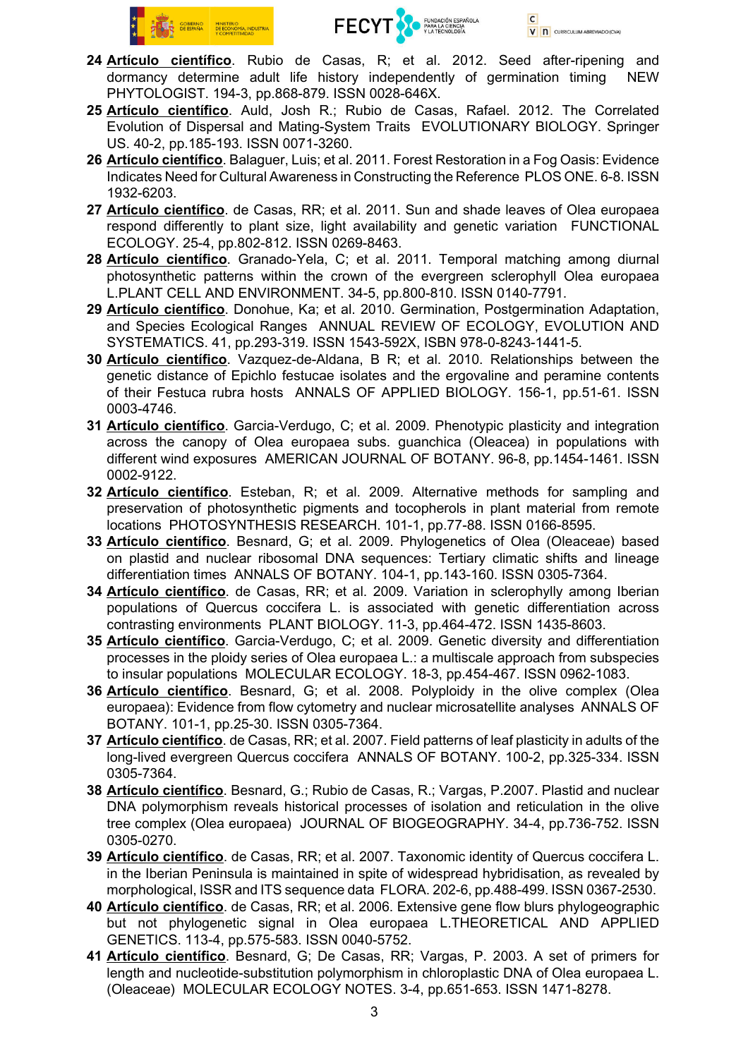24 **Artículo científico**. Rubio de Casas, R; et al. 2012. Seed after-ripening and dormancy determine adult life history independently of germination timing NEW PHYTOLOGIST. 194-3, pp.868-879. ISSN 0028-646X.

25 **Artículo científico**. Auld, Josh R.; Rubio de Casas, Rafael. 2012. The Correlated Evolution of Dispersal and Mating-System Traits EVOLUTIONARY BIOLOGY. Springer US. 40-2, pp.185-193. ISSN 0071-3260.

26 **Artículo científico**. Balaguer, Luis; et al. 2011. Forest Restoration in a Fog Oasis: Evidence Indicates Need for Cultural Awareness in Constructing the Reference PLOS ONE. 6-8. ISSN 1932-6203.

27 **Artículo científico**. de Casas, RR; et al. 2011. Sun and shade leaves of Olea europaea respond differently to plant size, light availability and genetic variation FUNCTIONAL ECOLOGY. 25-4, pp.802-812. ISSN 0269-8463.

28 **Artículo científico**. Granado-Yela, C; et al. 2011. Temporal matching among diurnal photosynthetic patterns within the crown of the evergreen sclerophyll Olea europaea L.PLANT CELL AND ENVIRONMENT. 34-5, pp.800-810. ISSN 0140-7791.

29 **Artículo científico**. Donohue, Ka; et al. 2010. Germination, Postgermination Adaptation, and Species Ecological Ranges ANNUAL REVIEW OF ECOLOGY, EVOLUTION AND SYSTEMATICS. 41, pp.293-319. ISSN 1543-592X, ISBN 978-0-8243-1441-5.

30 **Artículo científico**. Vazquez-de-Aldana, B R; et al. 2010. Relationships between the genetic distance of Epichlo festucae isolates and the ergovaline and peramine contents of their Festuca rubra hosts ANNALS OF APPLIED BIOLOGY. 156-1, pp.51-61. ISSN 0003-4746.

31 **Artículo científico**. Garcia-Verdugo, C; et al. 2009. Phenotypic plasticity and integration across the canopy of Olea europaea subs. guanchica (Oleacea) in populations with different wind exposures AMERICAN JOURNAL OF BOTANY. 96-8, pp.1454-1461. ISSN 0002-9122.

32 **Artículo científico**. Esteban, R; et al. 2009. Alternative methods for sampling and preservation of photosynthetic pigments and tocopherols in plant material from remote locations PHOTOSYNTHESIS RESEARCH. 101-1, pp.77-88. ISSN 0166-8595.

33 **Artículo científico**. Besnard, G; et al. 2009. Phylogenetics of Olea (Oleaceae) based on plastid and nuclear ribosomal DNA sequences: Tertiary climatic shifts and lineage differentiation times ANNALS OF BOTANY. 104-1, pp.143-160. ISSN 0305-7364.

34 **Artículo científico**. de Casas, RR; et al. 2009. Variation in sclerophylly among Iberian populations of Quercus coccifera L. is associated with genetic differentiation across contrasting environments PLANT BIOLOGY. 11-3, pp.464-472. ISSN 1435-8603.

35 **Artículo científico**. Garcia-Verdugo, C; et al. 2009. Genetic diversity and differentiation processes in the ploidy series of Olea europaea L.: a multiscale approach from subspecies to insular populations MOLECULAR ECOLOGY. 18-3, pp.454-467. ISSN 0962-1083.

36 **Artículo científico**. Besnard, G; et al. 2008. Polyploidy in the olive complex (Olea europaea): Evidence from flow cytometry and nuclear microsatellite analyses ANNALS OF BOTANY. 101-1, pp.25-30. ISSN 0305-7364.

37 **Artículo científico**. de Casas, RR; et al. 2007. Field patterns of leaf plasticity in adults of the long-lived evergreen Quercus coccifera ANNALS OF BOTANY. 100-2, pp.325-334. ISSN 0305-7364.

38 **Artículo científico**. Besnard, G.; Rubio de Casas, R.; Vargas, P.2007. Plastid and nuclear DNA polymorphism reveals historical processes of isolation and reticulation in the olive tree complex (Olea europaea) JOURNAL OF BIOGEOGRAPHY. 34-4, pp.736-752. ISSN 0305-0270.

39 **Artículo científico**. de Casas, RR; et al. 2007. Taxonomic identity of Quercus coccifera L. in the Iberian Peninsula is maintained in spite of widespread hybridisation, as revealed by morphological, ISSR and ITS sequence data FLORA. 202-6, pp.488-499. ISSN 0367-2530.

40 **Artículo científico**. de Casas, RR; et al. 2006. Extensive gene flow blurs phylogeographic but not phylogenetic signal in Olea europaea L.THEORETICAL AND APPLIED GENETICS. 113-4, pp.575-583. ISSN 0040-5752.

41 **Artículo científico**. Besnard, G; De Casas, RR; Vargas, P. 2003. A set of primers for length and nucleotide-substitution polymorphism in chloroplastic DNA of Olea europaea L. (Oleaceae) MOLECULAR ECOLOGY NOTES. 3-4, pp.651-653. ISSN 1471-8278.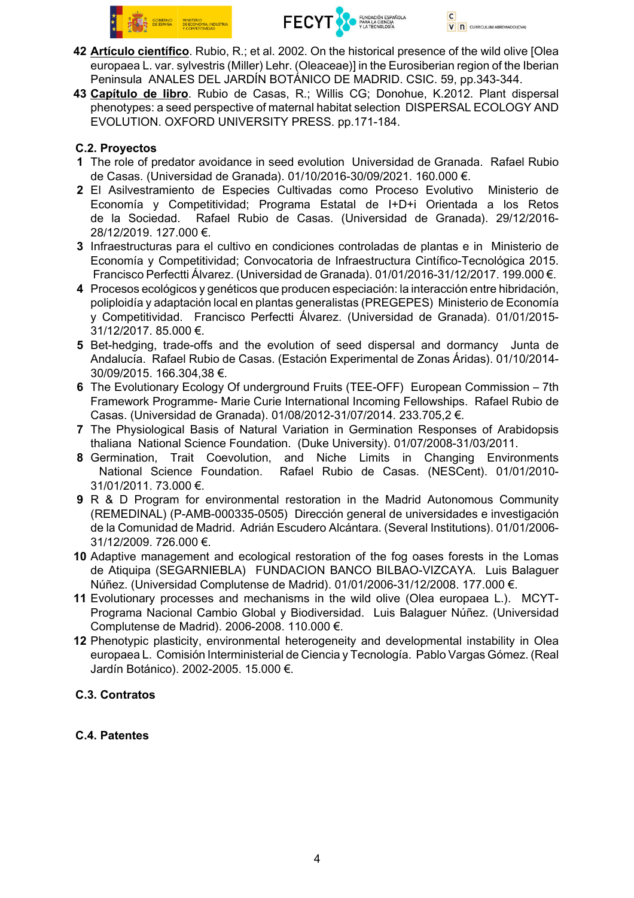**42** **Artículo científico**. Rubio, R.; et al. 2002. On the historical presence of the wild olive [Olea europaea L. var. sylvestris (Miller) Lehr. (Oleaceae)] in the Eurosiberian region of the Iberian Peninsula ANALES DEL JARDÍN BOTÁNICO DE MADRID. CSIC. 59, pp.343-344.

**43** **Capítulo de libro**. Rubio de Casas, R.; Willis CG; Donohue, K.2012. Plant dispersal phenotypes: a seed perspective of maternal habitat selection DISPERSAL ECOLOGY AND EVOLUTION. OXFORD UNIVERSITY PRESS. pp.171-184.

### C.2. Proyectos

**1** The role of predator avoidance in seed evolution Universidad de Granada. Rafael Rubio de Casas. (Universidad de Granada). 01/10/2016-30/09/2021. 160.000 €.

**2** El Asilvestramiento de Especies Cultivadas como Proceso Evolutivo Ministerio de Economía y Competitividad; Programa Estatal de I+D+i Orientada a los Retos de la Sociedad. Rafael Rubio de Casas. (Universidad de Granada). 29/12/2016-28/12/2019. 127.000 €.

**3** Infraestructuras para el cultivo en condiciones controladas de plantas e in Ministerio de Economía y Competitividad; Convocatoria de Infraestructura Cintífico-Tecnológica 2015. Francisco Perfectti Álvarez. (Universidad de Granada). 01/01/2016-31/12/2017. 199.000 €.

**4** Procesos ecológicos y genéticos que producen especiación: la interacción entre hibridación, poliploidía y adaptación local en plantas generalistas (PREGEPES) Ministerio de Economía y Competitividad. Francisco Perfectti Álvarez. (Universidad de Granada). 01/01/2015-31/12/2017. 85.000 €.

**5** Bet-hedging, trade-offs and the evolution of seed dispersal and dormancy Junta de Andalucía. Rafael Rubio de Casas. (Estación Experimental de Zonas Áridas). 01/10/2014-30/09/2015. 166.304,38 €.

**6** The Evolutionary Ecology Of underground Fruits (TEE-OFF) European Commission – 7th Framework Programme- Marie Curie International Incoming Fellowships. Rafael Rubio de Casas. (Universidad de Granada). 01/08/2012-31/07/2014. 233.705,2 €.

**7** The Physiological Basis of Natural Variation in Germination Responses of Arabidopsis thaliana National Science Foundation. (Duke University). 01/07/2008-31/03/2011.

**8** Germination, Trait Coevolution, and Niche Limits in Changing Environments National Science Foundation. Rafael Rubio de Casas. (NESCent). 01/01/2010-31/01/2011. 73.000 €.

**9** R & D Program for environmental restoration in the Madrid Autonomous Community (REMEDINAL) (P-AMB-000335-0505) Dirección general de universidades e investigación de la Comunidad de Madrid. Adrián Escudero Alcántara. (Several Institutions). 01/01/2006-31/12/2009. 726.000 €.

**10** Adaptive management and ecological restoration of the fog oases forests in the Lomas de Atiquipa (SEGARNIEBLA) FUNDACION BANCO BILBAO-VIZCAYA. Luis Balaguer Núñez. (Universidad Complutense de Madrid). 01/01/2006-31/12/2008. 177.000 €.

**11** Evolutionary processes and mechanisms in the wild olive (Olea europaea L.). MCYT-Programa Nacional Cambio Global y Biodiversidad. Luis Balaguer Núñez. (Universidad Complutense de Madrid). 2006-2008. 110.000 €.

**12** Phenotypic plasticity, environmental heterogeneity and developmental instability in Olea europaea L. Comisión Interministerial de Ciencia y Tecnología. Pablo Vargas Gómez. (Real Jardín Botánico). 2002-2005. 15.000 €.

### C.3. Contratos

### C.4. Patentes